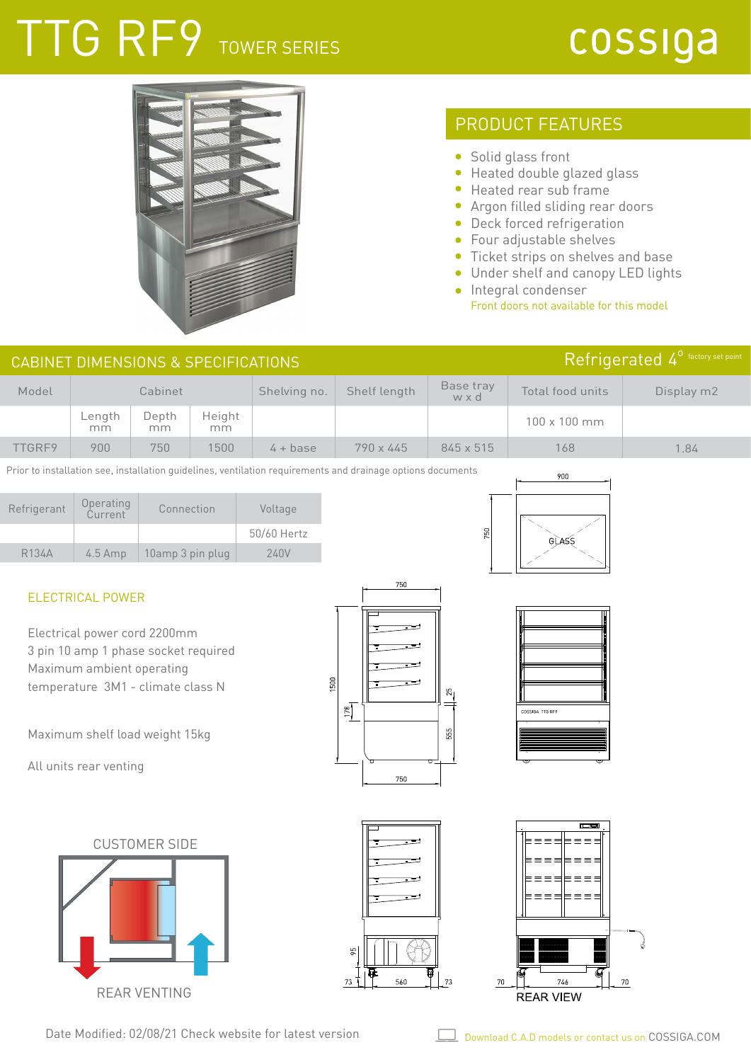# TTG RF9 TOWER SERIES

cossiga

## PRODUCT FEATURES

- Solid glass front
- Heated double glazed glass
- Heated rear sub frame
- Argon filled sliding rear doors
- Deck forced refrigeration
- Four adjustable shelves
- Ticket strips on shelves and base
- Under shelf and canopy LED lights
- Integral condenser

Front doors not available for this model

## CABINET DIMENSIONS & SPECIFICATIONS

Refrigerated 4° factory set point

| Model | Cabinet | | | Shelving no. | Shelf length | Base tray w x d | Total food units | Display m2 |
|---|---|---|---|---|---|---|---|---|
| | Length mm | Depth mm | Height mm | | | | 100 x 100 mm | |
| TTGRF9 | 900 | 750 | 1500 | 4 + base | 790 x 445 | 845 x 515 | 168 | 1.84 |

Prior to installation see, installation guidelines, ventilation requirements and drainage options documents

| Refrigerant | Operating Current | Connection | Voltage |
|---|---|---|---|
| | | | 50/60 Hertz |
| R134A | 4.5 Amp | 10amp 3 pin plug | 240V |

### ELECTRICAL POWER

Electrical power cord 2200mm
3 pin 10 amp 1 phase socket required
Maximum ambient operating temperature 3M1 - climate class N

Maximum shelf load weight 15kg

All units rear venting

CUSTOMER SIDE

REAR VENTING

REAR VIEW

Date Modified: 02/08/21 Check website for latest version

Download C.A.D models or contact us on COSSIGA.COM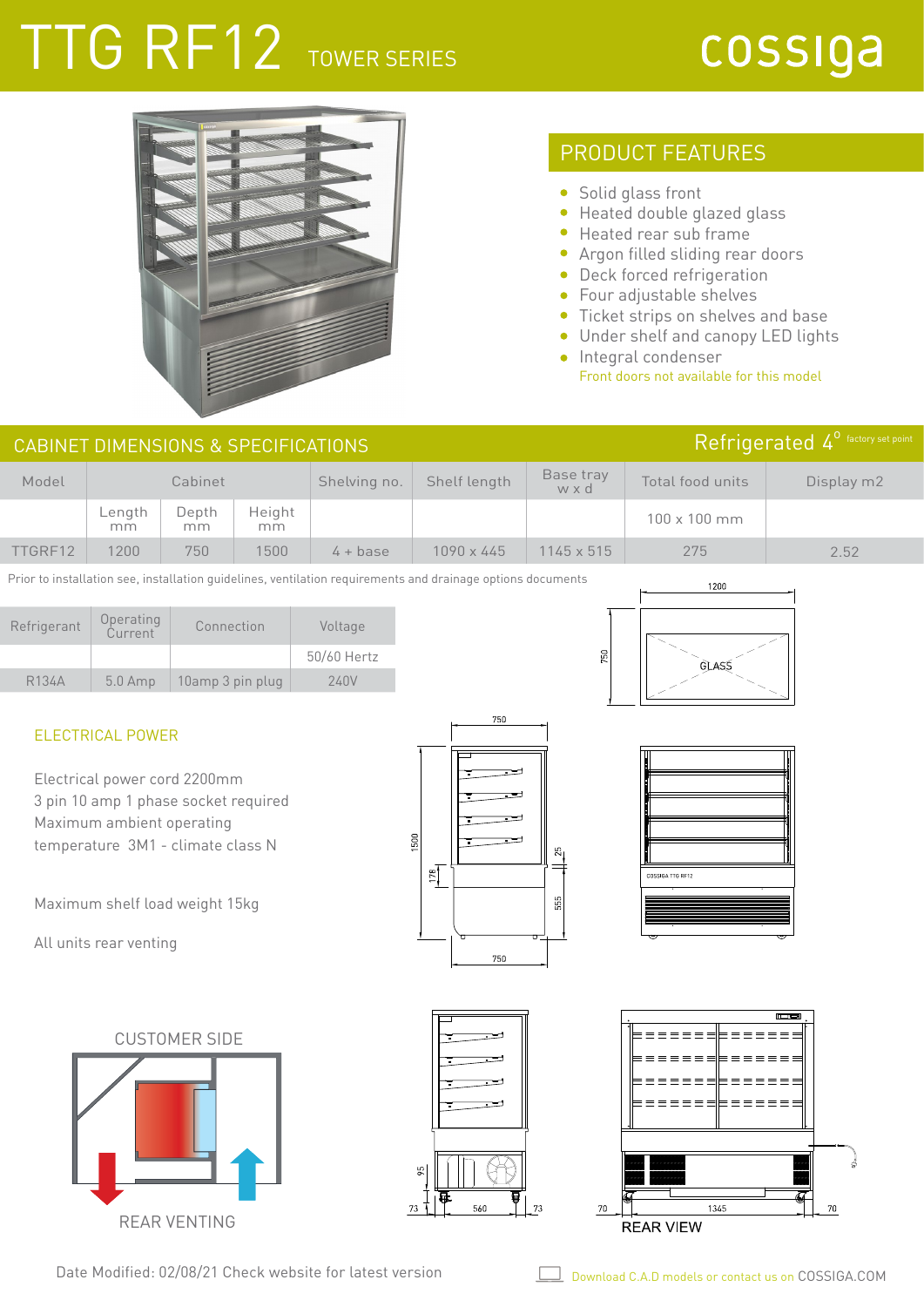# TTG RF12 TOWER SERIES

cossiga

## PRODUCT FEATURES

- Solid glass front
- Heated double glazed glass
- Heated rear sub frame
- Argon filled sliding rear doors
- Deck forced refrigeration
- Four adjustable shelves
- Ticket strips on shelves and base
- Under shelf and canopy LED lights
- Integral condenser

Front doors not available for this model

## CABINET DIMENSIONS & SPECIFICATIONS

Refrigerated 4° factory set point

| Model | Cabinet | | | Shelving no. | Shelf length | Base tray w x d | Total food units | Display m2 |
|---|---|---|---|---|---|---|---|---|
| | Length mm | Depth mm | Height mm | | | | 100 x 100 mm | |
| TTGRF12 | 1200 | 750 | 1500 | 4 + base | 1090 x 445 | 1145 x 515 | 275 | 2.52 |

Prior to installation see, installation guidelines, ventilation requirements and drainage options documents

| Refrigerant | Operating Current | Connection | Voltage |
|---|---|---|---|
| | | | 50/60 Hertz |
| R134A | 5.0 Amp | 10amp 3 pin plug | 240V |

### ELECTRICAL POWER

Electrical power cord 2200mm
3 pin 10 amp 1 phase socket required
Maximum ambient operating temperature 3M1 - climate class N

Maximum shelf load weight 15kg

All units rear venting

CUSTOMER SIDE

REAR VENTING

REAR VIEW

Date Modified: 02/08/21 Check website for latest version

Download C.A.D models or contact us on COSSIGA.COM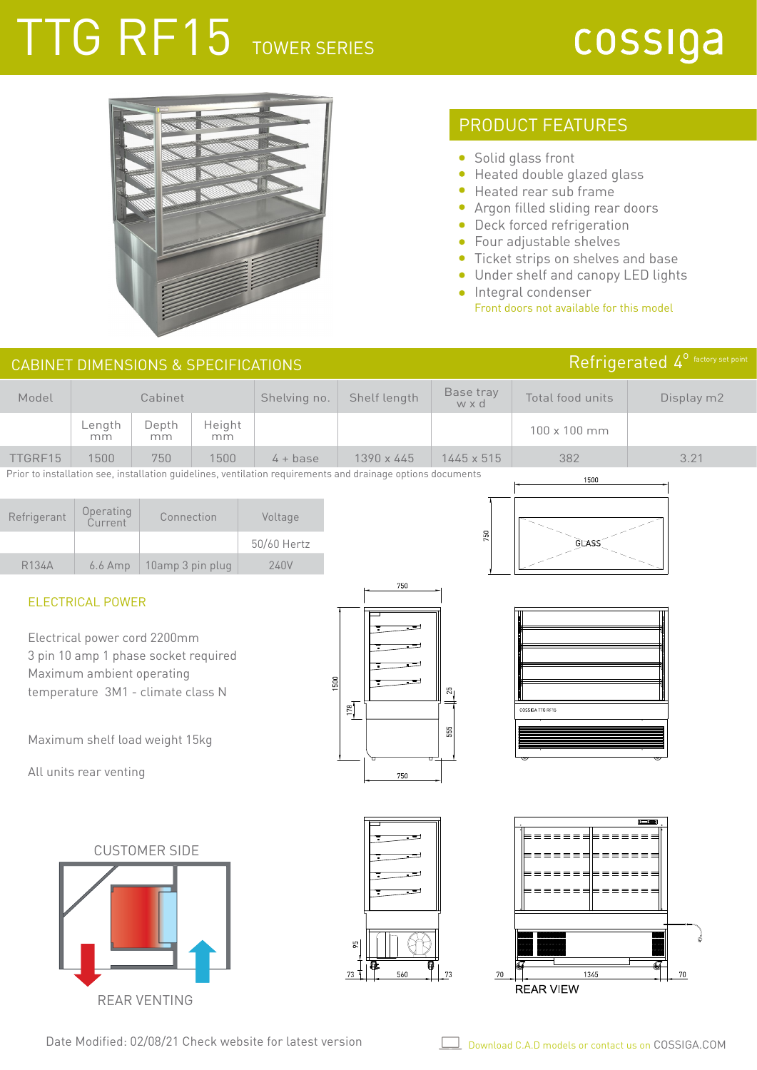# TTG RF15 TOWER SERIES

cossiga

## PRODUCT FEATURES

- Solid glass front
- Heated double glazed glass
- Heated rear sub frame
- Argon filled sliding rear doors
- Deck forced refrigeration
- Four adjustable shelves
- Ticket strips on shelves and base
- Under shelf and canopy LED lights
- Integral condenser

Front doors not available for this model

## CABINET DIMENSIONS & SPECIFICATIONS

Refrigerated 4° factory set point

| Model | Cabinet | | | Shelving no. | Shelf length | Base tray w x d | Total food units | Display m2 |
|---|---|---|---|---|---|---|---|---|
| | Length mm | Depth mm | Height mm | | | | 100 x 100 mm | |
| TTGRF15 | 1500 | 750 | 1500 | 4 + base | 1390 x 445 | 1445 x 515 | 382 | 3.21 |

Prior to installation see, installation guidelines, ventilation requirements and drainage options documents

| Refrigerant | Operating Current | Connection | Voltage |
|---|---|---|---|
| | | | 50/60 Hertz |
| R134A | 6.6 Amp | 10amp 3 pin plug | 240V |

### ELECTRICAL POWER

Electrical power cord 2200mm
3 pin 10 amp 1 phase socket required
Maximum ambient operating temperature 3M1 - climate class N

Maximum shelf load weight 15kg

All units rear venting

CUSTOMER SIDE

REAR VENTING

1500
750
GLASS
750
1500
178
25
555
750
COSSIGA TTG RF15
95
73
560
73
70
1345
70
REAR VIEW

Date Modified: 02/08/21 Check website for latest version

Download C.A.D models or contact us on COSSIGA.COM